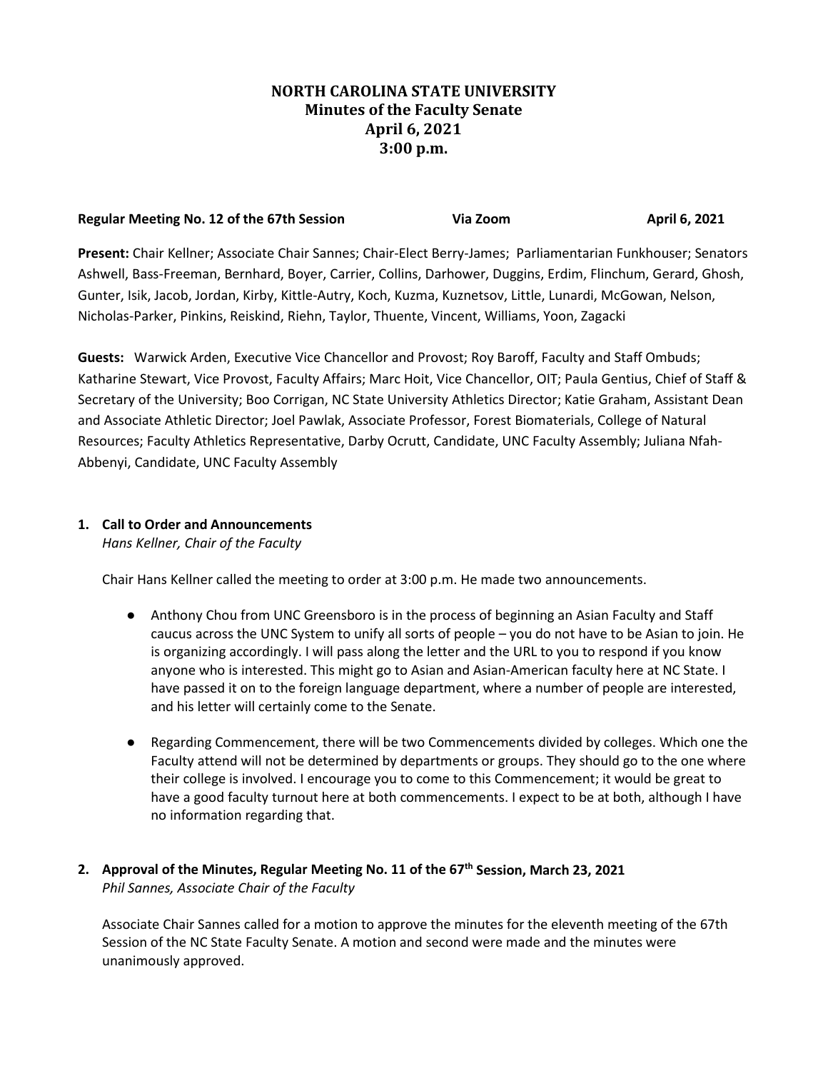# NORTH CAROLINA STATE UNIVERSITY
## Minutes of the Faculty Senate
## April 6, 2021
## 3:00 p.m.

**Regular Meeting No. 12 of the 67th Session** **Via Zoom** **April 6, 2021**

**Present:** Chair Kellner; Associate Chair Sannes; Chair-Elect Berry-James; Parliamentarian Funkhouser; Senators Ashwell, Bass-Freeman, Bernhard, Boyer, Carrier, Collins, Darhower, Duggins, Erdim, Flinchum, Gerard, Ghosh, Gunter, Isik, Jacob, Jordan, Kirby, Kittle-Autry, Koch, Kuzma, Kuznetsov, Little, Lunardi, McGowan, Nelson, Nicholas-Parker, Pinkins, Reiskind, Riehn, Taylor, Thuente, Vincent, Williams, Yoon, Zagacki

**Guests:** Warwick Arden, Executive Vice Chancellor and Provost; Roy Baroff, Faculty and Staff Ombuds; Katharine Stewart, Vice Provost, Faculty Affairs; Marc Hoit, Vice Chancellor, OIT; Paula Gentius, Chief of Staff & Secretary of the University; Boo Corrigan, NC State University Athletics Director; Katie Graham, Assistant Dean and Associate Athletic Director; Joel Pawlak, Associate Professor, Forest Biomaterials, College of Natural Resources; Faculty Athletics Representative, Darby Ocrutt, Candidate, UNC Faculty Assembly; Juliana Nfah-Abbenyi, Candidate, UNC Faculty Assembly

### 1. Call to Order and Announcements

*Hans Kellner, Chair of the Faculty*

Chair Hans Kellner called the meeting to order at 3:00 p.m. He made two announcements.

- Anthony Chou from UNC Greensboro is in the process of beginning an Asian Faculty and Staff caucus across the UNC System to unify all sorts of people – you do not have to be Asian to join. He is organizing accordingly. I will pass along the letter and the URL to you to respond if you know anyone who is interested. This might go to Asian and Asian-American faculty here at NC State. I have passed it on to the foreign language department, where a number of people are interested, and his letter will certainly come to the Senate.
- Regarding Commencement, there will be two Commencements divided by colleges. Which one the Faculty attend will not be determined by departments or groups. They should go to the one where their college is involved. I encourage you to come to this Commencement; it would be great to have a good faculty turnout here at both commencements. I expect to be at both, although I have no information regarding that.

### 2. Approval of the Minutes, Regular Meeting No. 11 of the 67th Session, March 23, 2021

*Phil Sannes, Associate Chair of the Faculty*

Associate Chair Sannes called for a motion to approve the minutes for the eleventh meeting of the 67th Session of the NC State Faculty Senate. A motion and second were made and the minutes were unanimously approved.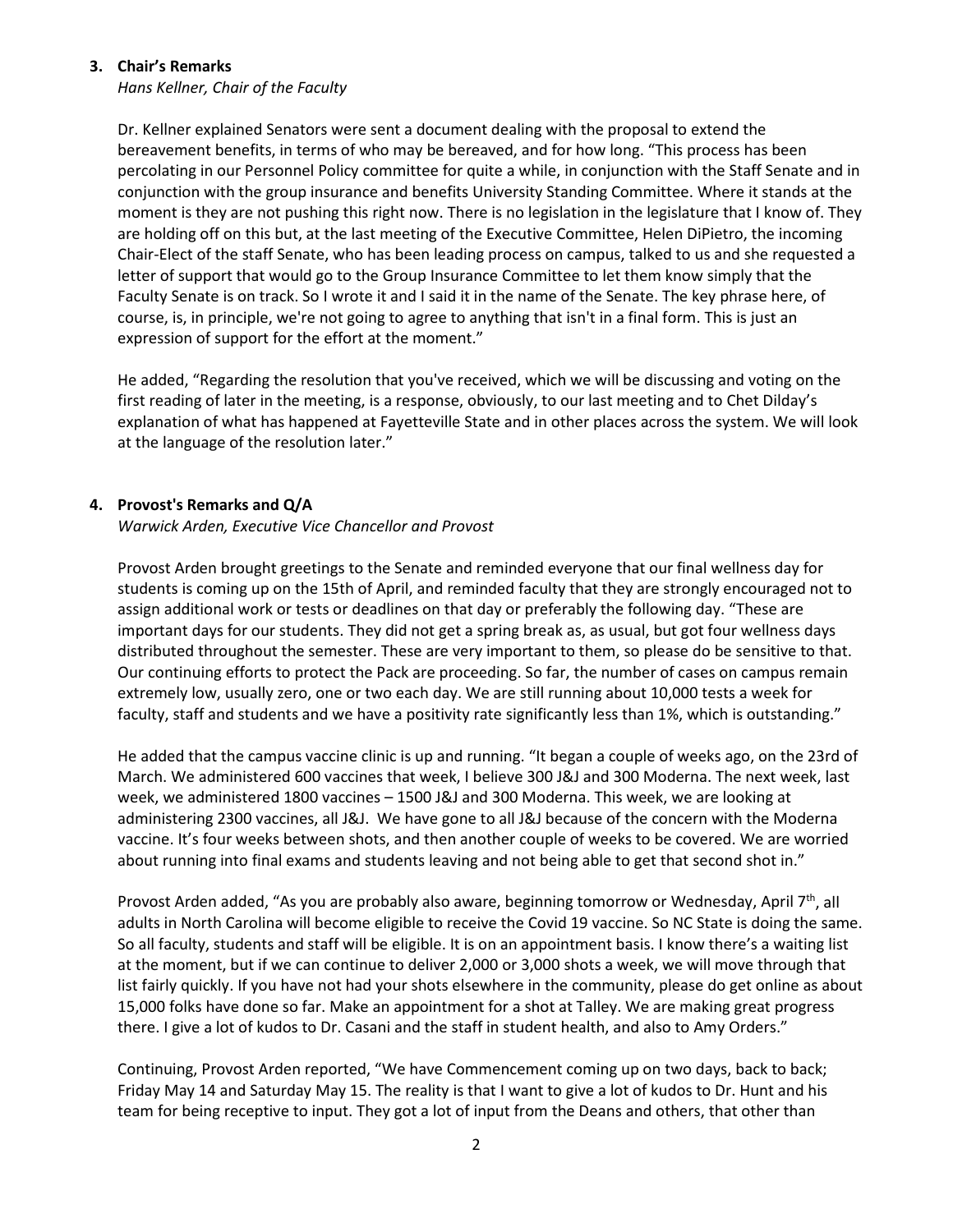### 3. Chair's Remarks

*Hans Kellner, Chair of the Faculty*

Dr. Kellner explained Senators were sent a document dealing with the proposal to extend the bereavement benefits, in terms of who may be bereaved, and for how long. "This process has been percolating in our Personnel Policy committee for quite a while, in conjunction with the Staff Senate and in conjunction with the group insurance and benefits University Standing Committee. Where it stands at the moment is they are not pushing this right now. There is no legislation in the legislature that I know of. They are holding off on this but, at the last meeting of the Executive Committee, Helen DiPietro, the incoming Chair-Elect of the staff Senate, who has been leading process on campus, talked to us and she requested a letter of support that would go to the Group Insurance Committee to let them know simply that the Faculty Senate is on track. So I wrote it and I said it in the name of the Senate. The key phrase here, of course, is, in principle, we're not going to agree to anything that isn't in a final form. This is just an expression of support for the effort at the moment."

He added, "Regarding the resolution that you've received, which we will be discussing and voting on the first reading of later in the meeting, is a response, obviously, to our last meeting and to Chet Dilday's explanation of what has happened at Fayetteville State and in other places across the system. We will look at the language of the resolution later."

### 4. Provost's Remarks and Q/A

*Warwick Arden, Executive Vice Chancellor and Provost*

Provost Arden brought greetings to the Senate and reminded everyone that our final wellness day for students is coming up on the 15th of April, and reminded faculty that they are strongly encouraged not to assign additional work or tests or deadlines on that day or preferably the following day. "These are important days for our students. They did not get a spring break as, as usual, but got four wellness days distributed throughout the semester. These are very important to them, so please do be sensitive to that. Our continuing efforts to protect the Pack are proceeding. So far, the number of cases on campus remain extremely low, usually zero, one or two each day. We are still running about 10,000 tests a week for faculty, staff and students and we have a positivity rate significantly less than 1%, which is outstanding."

He added that the campus vaccine clinic is up and running. "It began a couple of weeks ago, on the 23rd of March. We administered 600 vaccines that week, I believe 300 J&J and 300 Moderna. The next week, last week, we administered 1800 vaccines – 1500 J&J and 300 Moderna. This week, we are looking at administering 2300 vaccines, all J&J. We have gone to all J&J because of the concern with the Moderna vaccine. It's four weeks between shots, and then another couple of weeks to be covered. We are worried about running into final exams and students leaving and not being able to get that second shot in."

Provost Arden added, "As you are probably also aware, beginning tomorrow or Wednesday, April 7th, all adults in North Carolina will become eligible to receive the Covid 19 vaccine. So NC State is doing the same. So all faculty, students and staff will be eligible. It is on an appointment basis. I know there's a waiting list at the moment, but if we can continue to deliver 2,000 or 3,000 shots a week, we will move through that list fairly quickly. If you have not had your shots elsewhere in the community, please do get online as about 15,000 folks have done so far. Make an appointment for a shot at Talley. We are making great progress there. I give a lot of kudos to Dr. Casani and the staff in student health, and also to Amy Orders."

Continuing, Provost Arden reported, "We have Commencement coming up on two days, back to back; Friday May 14 and Saturday May 15. The reality is that I want to give a lot of kudos to Dr. Hunt and his team for being receptive to input. They got a lot of input from the Deans and others, that other than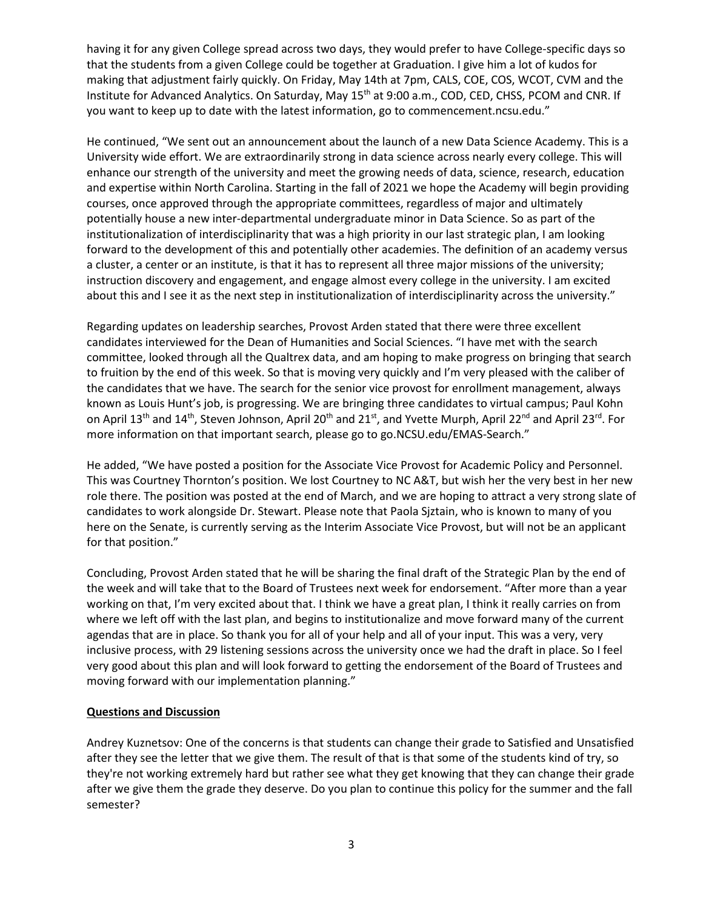having it for any given College spread across two days, they would prefer to have College-specific days so that the students from a given College could be together at Graduation. I give him a lot of kudos for making that adjustment fairly quickly. On Friday, May 14th at 7pm, CALS, COE, COS, WCOT, CVM and the Institute for Advanced Analytics. On Saturday, May 15th at 9:00 a.m., COD, CED, CHSS, PCOM and CNR. If you want to keep up to date with the latest information, go to commencement.ncsu.edu."

He continued, "We sent out an announcement about the launch of a new Data Science Academy. This is a University wide effort. We are extraordinarily strong in data science across nearly every college. This will enhance our strength of the university and meet the growing needs of data, science, research, education and expertise within North Carolina. Starting in the fall of 2021 we hope the Academy will begin providing courses, once approved through the appropriate committees, regardless of major and ultimately potentially house a new inter-departmental undergraduate minor in Data Science. So as part of the institutionalization of interdisciplinarity that was a high priority in our last strategic plan, I am looking forward to the development of this and potentially other academies. The definition of an academy versus a cluster, a center or an institute, is that it has to represent all three major missions of the university; instruction discovery and engagement, and engage almost every college in the university. I am excited about this and I see it as the next step in institutionalization of interdisciplinarity across the university."

Regarding updates on leadership searches, Provost Arden stated that there were three excellent candidates interviewed for the Dean of Humanities and Social Sciences. "I have met with the search committee, looked through all the Qualtrex data, and am hoping to make progress on bringing that search to fruition by the end of this week. So that is moving very quickly and I'm very pleased with the caliber of the candidates that we have. The search for the senior vice provost for enrollment management, always known as Louis Hunt's job, is progressing. We are bringing three candidates to virtual campus; Paul Kohn on April 13th and 14th, Steven Johnson, April 20th and 21st, and Yvette Murph, April 22nd and April 23rd. For more information on that important search, please go to go.NCSU.edu/EMAS-Search."

He added, "We have posted a position for the Associate Vice Provost for Academic Policy and Personnel. This was Courtney Thornton's position. We lost Courtney to NC A&T, but wish her the very best in her new role there. The position was posted at the end of March, and we are hoping to attract a very strong slate of candidates to work alongside Dr. Stewart. Please note that Paola Sjztain, who is known to many of you here on the Senate, is currently serving as the Interim Associate Vice Provost, but will not be an applicant for that position."

Concluding, Provost Arden stated that he will be sharing the final draft of the Strategic Plan by the end of the week and will take that to the Board of Trustees next week for endorsement. "After more than a year working on that, I'm very excited about that. I think we have a great plan, I think it really carries on from where we left off with the last plan, and begins to institutionalize and move forward many of the current agendas that are in place. So thank you for all of your help and all of your input. This was a very, very inclusive process, with 29 listening sessions across the university once we had the draft in place. So I feel very good about this plan and will look forward to getting the endorsement of the Board of Trustees and moving forward with our implementation planning."

**Questions and Discussion**

Andrey Kuznetsov: One of the concerns is that students can change their grade to Satisfied and Unsatisfied after they see the letter that we give them. The result of that is that some of the students kind of try, so they're not working extremely hard but rather see what they get knowing that they can change their grade after we give them the grade they deserve. Do you plan to continue this policy for the summer and the fall semester?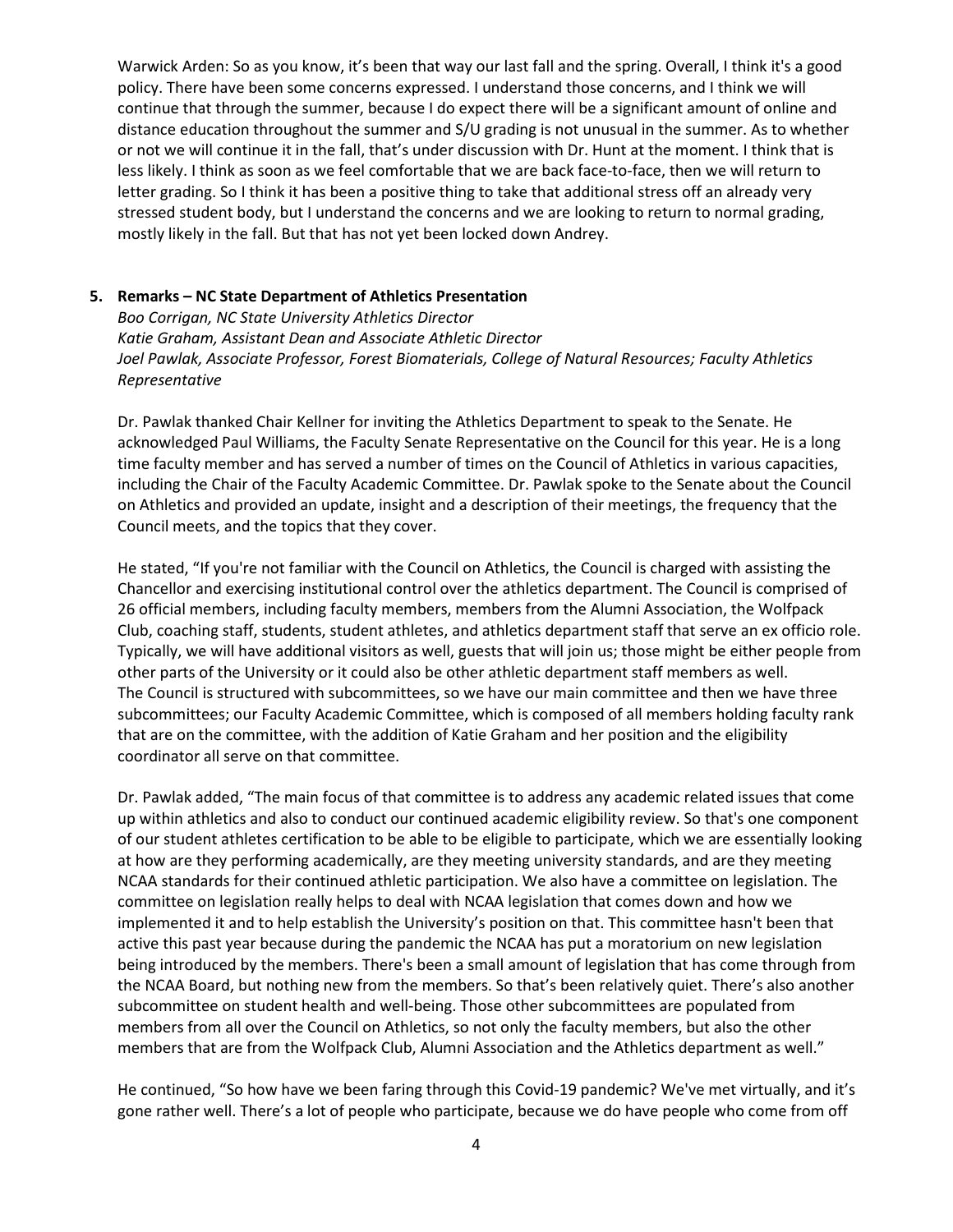Warwick Arden: So as you know, it's been that way our last fall and the spring. Overall, I think it's a good policy. There have been some concerns expressed. I understand those concerns, and I think we will continue that through the summer, because I do expect there will be a significant amount of online and distance education throughout the summer and S/U grading is not unusual in the summer. As to whether or not we will continue it in the fall, that's under discussion with Dr. Hunt at the moment. I think that is less likely. I think as soon as we feel comfortable that we are back face-to-face, then we will return to letter grading. So I think it has been a positive thing to take that additional stress off an already very stressed student body, but I understand the concerns and we are looking to return to normal grading, mostly likely in the fall. But that has not yet been locked down Andrey.

**5. Remarks – NC State Department of Athletics Presentation**

*Boo Corrigan, NC State University Athletics Director*
*Katie Graham, Assistant Dean and Associate Athletic Director*
*Joel Pawlak, Associate Professor, Forest Biomaterials, College of Natural Resources; Faculty Athletics Representative*

Dr. Pawlak thanked Chair Kellner for inviting the Athletics Department to speak to the Senate. He acknowledged Paul Williams, the Faculty Senate Representative on the Council for this year. He is a long time faculty member and has served a number of times on the Council of Athletics in various capacities, including the Chair of the Faculty Academic Committee. Dr. Pawlak spoke to the Senate about the Council on Athletics and provided an update, insight and a description of their meetings, the frequency that the Council meets, and the topics that they cover.

He stated, "If you're not familiar with the Council on Athletics, the Council is charged with assisting the Chancellor and exercising institutional control over the athletics department. The Council is comprised of 26 official members, including faculty members, members from the Alumni Association, the Wolfpack Club, coaching staff, students, student athletes, and athletics department staff that serve an ex officio role. Typically, we will have additional visitors as well, guests that will join us; those might be either people from other parts of the University or it could also be other athletic department staff members as well. The Council is structured with subcommittees, so we have our main committee and then we have three subcommittees; our Faculty Academic Committee, which is composed of all members holding faculty rank that are on the committee, with the addition of Katie Graham and her position and the eligibility coordinator all serve on that committee.

Dr. Pawlak added, "The main focus of that committee is to address any academic related issues that come up within athletics and also to conduct our continued academic eligibility review. So that's one component of our student athletes certification to be able to be eligible to participate, which we are essentially looking at how are they performing academically, are they meeting university standards, and are they meeting NCAA standards for their continued athletic participation. We also have a committee on legislation. The committee on legislation really helps to deal with NCAA legislation that comes down and how we implemented it and to help establish the University's position on that. This committee hasn't been that active this past year because during the pandemic the NCAA has put a moratorium on new legislation being introduced by the members. There's been a small amount of legislation that has come through from the NCAA Board, but nothing new from the members. So that's been relatively quiet. There's also another subcommittee on student health and well-being. Those other subcommittees are populated from members from all over the Council on Athletics, so not only the faculty members, but also the other members that are from the Wolfpack Club, Alumni Association and the Athletics department as well."

He continued, "So how have we been faring through this Covid-19 pandemic? We've met virtually, and it's gone rather well. There's a lot of people who participate, because we do have people who come from off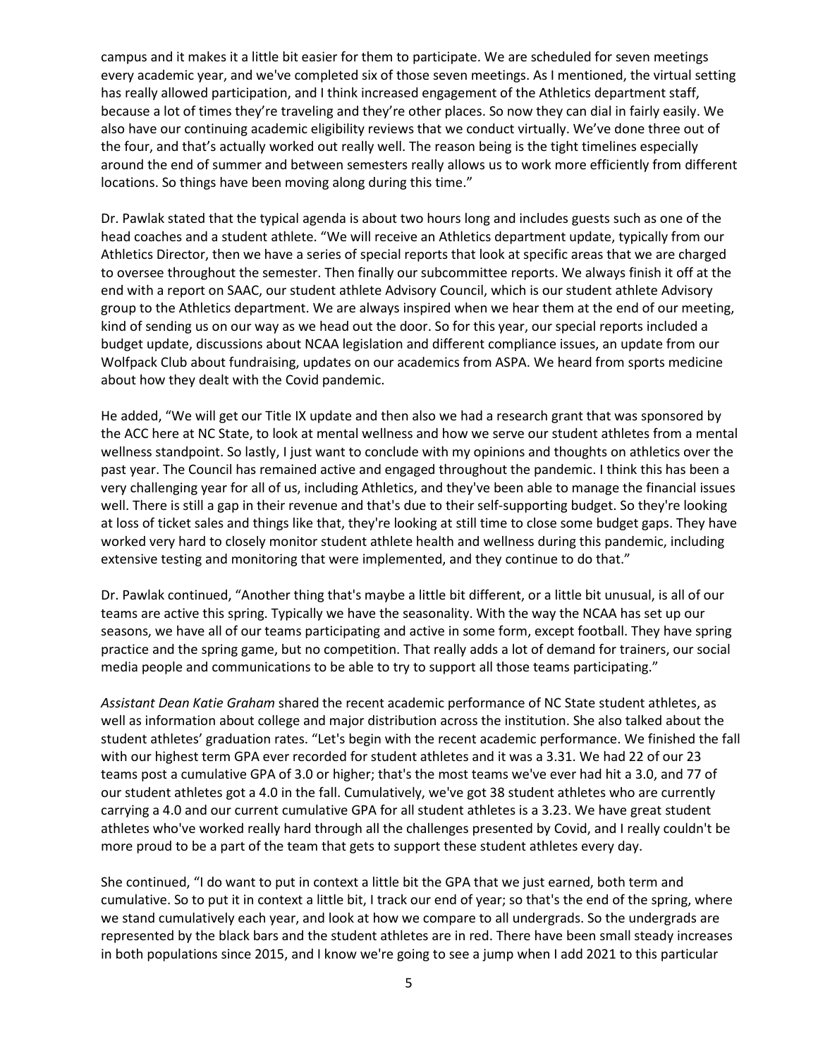campus and it makes it a little bit easier for them to participate. We are scheduled for seven meetings every academic year, and we've completed six of those seven meetings. As I mentioned, the virtual setting has really allowed participation, and I think increased engagement of the Athletics department staff, because a lot of times they're traveling and they're other places. So now they can dial in fairly easily. We also have our continuing academic eligibility reviews that we conduct virtually. We've done three out of the four, and that's actually worked out really well. The reason being is the tight timelines especially around the end of summer and between semesters really allows us to work more efficiently from different locations. So things have been moving along during this time."

Dr. Pawlak stated that the typical agenda is about two hours long and includes guests such as one of the head coaches and a student athlete. "We will receive an Athletics department update, typically from our Athletics Director, then we have a series of special reports that look at specific areas that we are charged to oversee throughout the semester. Then finally our subcommittee reports. We always finish it off at the end with a report on SAAC, our student athlete Advisory Council, which is our student athlete Advisory group to the Athletics department. We are always inspired when we hear them at the end of our meeting, kind of sending us on our way as we head out the door. So for this year, our special reports included a budget update, discussions about NCAA legislation and different compliance issues, an update from our Wolfpack Club about fundraising, updates on our academics from ASPA. We heard from sports medicine about how they dealt with the Covid pandemic.

He added, "We will get our Title IX update and then also we had a research grant that was sponsored by the ACC here at NC State, to look at mental wellness and how we serve our student athletes from a mental wellness standpoint. So lastly, I just want to conclude with my opinions and thoughts on athletics over the past year. The Council has remained active and engaged throughout the pandemic. I think this has been a very challenging year for all of us, including Athletics, and they've been able to manage the financial issues well. There is still a gap in their revenue and that's due to their self-supporting budget. So they're looking at loss of ticket sales and things like that, they're looking at still time to close some budget gaps. They have worked very hard to closely monitor student athlete health and wellness during this pandemic, including extensive testing and monitoring that were implemented, and they continue to do that."

Dr. Pawlak continued, "Another thing that's maybe a little bit different, or a little bit unusual, is all of our teams are active this spring. Typically we have the seasonality. With the way the NCAA has set up our seasons, we have all of our teams participating and active in some form, except football. They have spring practice and the spring game, but no competition. That really adds a lot of demand for trainers, our social media people and communications to be able to try to support all those teams participating."

*Assistant Dean Katie Graham* shared the recent academic performance of NC State student athletes, as well as information about college and major distribution across the institution. She also talked about the student athletes' graduation rates. "Let's begin with the recent academic performance. We finished the fall with our highest term GPA ever recorded for student athletes and it was a 3.31. We had 22 of our 23 teams post a cumulative GPA of 3.0 or higher; that's the most teams we've ever had hit a 3.0, and 77 of our student athletes got a 4.0 in the fall. Cumulatively, we've got 38 student athletes who are currently carrying a 4.0 and our current cumulative GPA for all student athletes is a 3.23. We have great student athletes who've worked really hard through all the challenges presented by Covid, and I really couldn't be more proud to be a part of the team that gets to support these student athletes every day.

She continued, "I do want to put in context a little bit the GPA that we just earned, both term and cumulative. So to put it in context a little bit, I track our end of year; so that's the end of the spring, where we stand cumulatively each year, and look at how we compare to all undergrads. So the undergrads are represented by the black bars and the student athletes are in red. There have been small steady increases in both populations since 2015, and I know we're going to see a jump when I add 2021 to this particular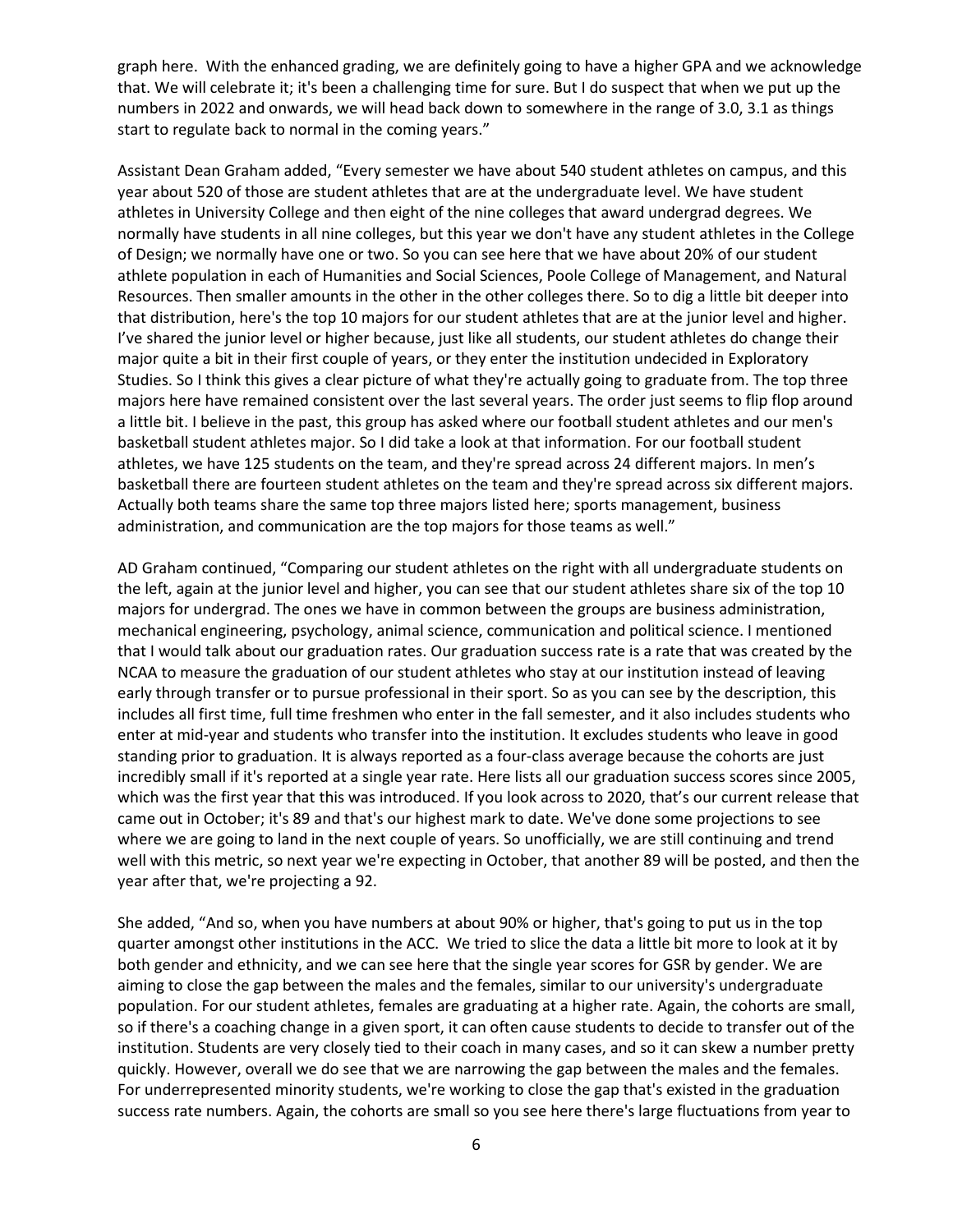graph here. With the enhanced grading, we are definitely going to have a higher GPA and we acknowledge that. We will celebrate it; it's been a challenging time for sure. But I do suspect that when we put up the numbers in 2022 and onwards, we will head back down to somewhere in the range of 3.0, 3.1 as things start to regulate back to normal in the coming years."

Assistant Dean Graham added, "Every semester we have about 540 student athletes on campus, and this year about 520 of those are student athletes that are at the undergraduate level. We have student athletes in University College and then eight of the nine colleges that award undergrad degrees. We normally have students in all nine colleges, but this year we don't have any student athletes in the College of Design; we normally have one or two. So you can see here that we have about 20% of our student athlete population in each of Humanities and Social Sciences, Poole College of Management, and Natural Resources. Then smaller amounts in the other in the other colleges there. So to dig a little bit deeper into that distribution, here's the top 10 majors for our student athletes that are at the junior level and higher. I've shared the junior level or higher because, just like all students, our student athletes do change their major quite a bit in their first couple of years, or they enter the institution undecided in Exploratory Studies. So I think this gives a clear picture of what they're actually going to graduate from. The top three majors here have remained consistent over the last several years. The order just seems to flip flop around a little bit. I believe in the past, this group has asked where our football student athletes and our men's basketball student athletes major. So I did take a look at that information. For our football student athletes, we have 125 students on the team, and they're spread across 24 different majors. In men's basketball there are fourteen student athletes on the team and they're spread across six different majors. Actually both teams share the same top three majors listed here; sports management, business administration, and communication are the top majors for those teams as well."

AD Graham continued, "Comparing our student athletes on the right with all undergraduate students on the left, again at the junior level and higher, you can see that our student athletes share six of the top 10 majors for undergrad. The ones we have in common between the groups are business administration, mechanical engineering, psychology, animal science, communication and political science. I mentioned that I would talk about our graduation rates. Our graduation success rate is a rate that was created by the NCAA to measure the graduation of our student athletes who stay at our institution instead of leaving early through transfer or to pursue professional in their sport. So as you can see by the description, this includes all first time, full time freshmen who enter in the fall semester, and it also includes students who enter at mid-year and students who transfer into the institution. It excludes students who leave in good standing prior to graduation. It is always reported as a four-class average because the cohorts are just incredibly small if it's reported at a single year rate. Here lists all our graduation success scores since 2005, which was the first year that this was introduced. If you look across to 2020, that's our current release that came out in October; it's 89 and that's our highest mark to date. We've done some projections to see where we are going to land in the next couple of years. So unofficially, we are still continuing and trend well with this metric, so next year we're expecting in October, that another 89 will be posted, and then the year after that, we're projecting a 92.

She added, "And so, when you have numbers at about 90% or higher, that's going to put us in the top quarter amongst other institutions in the ACC. We tried to slice the data a little bit more to look at it by both gender and ethnicity, and we can see here that the single year scores for GSR by gender. We are aiming to close the gap between the males and the females, similar to our university's undergraduate population. For our student athletes, females are graduating at a higher rate. Again, the cohorts are small, so if there's a coaching change in a given sport, it can often cause students to decide to transfer out of the institution. Students are very closely tied to their coach in many cases, and so it can skew a number pretty quickly. However, overall we do see that we are narrowing the gap between the males and the females. For underrepresented minority students, we're working to close the gap that's existed in the graduation success rate numbers. Again, the cohorts are small so you see here there's large fluctuations from year to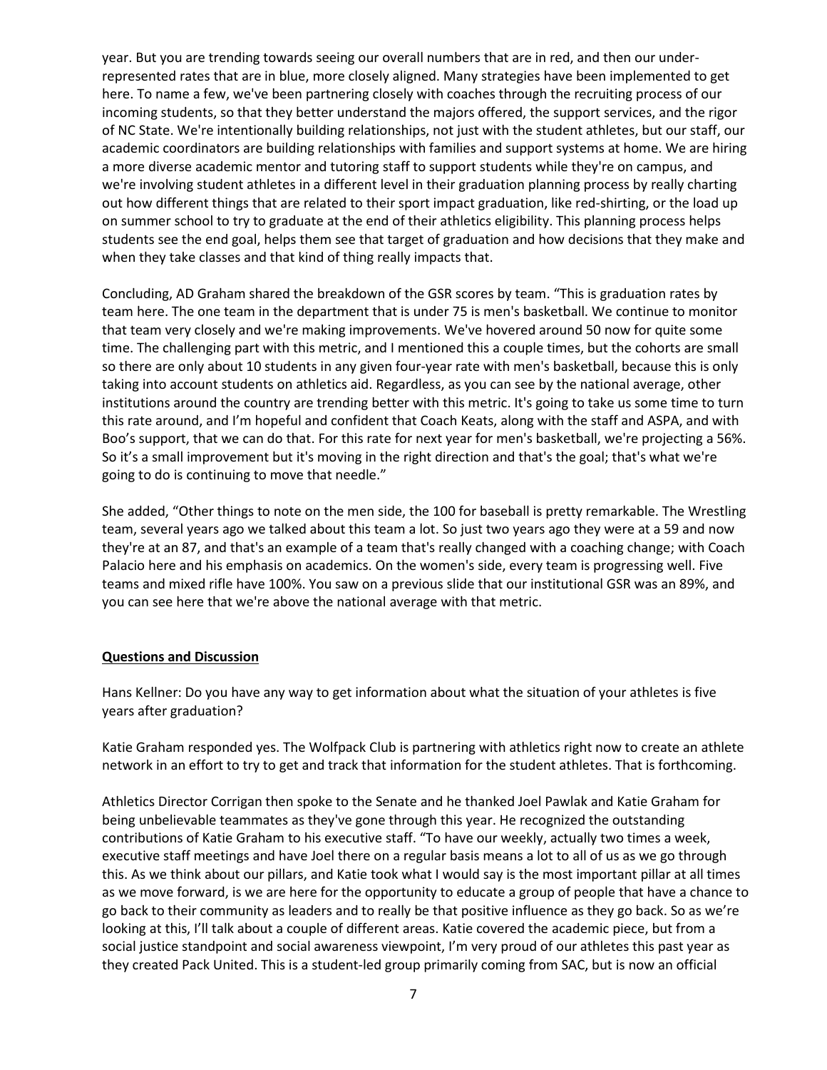year. But you are trending towards seeing our overall numbers that are in red, and then our under-represented rates that are in blue, more closely aligned. Many strategies have been implemented to get here. To name a few, we've been partnering closely with coaches through the recruiting process of our incoming students, so that they better understand the majors offered, the support services, and the rigor of NC State. We're intentionally building relationships, not just with the student athletes, but our staff, our academic coordinators are building relationships with families and support systems at home. We are hiring a more diverse academic mentor and tutoring staff to support students while they're on campus, and we're involving student athletes in a different level in their graduation planning process by really charting out how different things that are related to their sport impact graduation, like red-shirting, or the load up on summer school to try to graduate at the end of their athletics eligibility. This planning process helps students see the end goal, helps them see that target of graduation and how decisions that they make and when they take classes and that kind of thing really impacts that.

Concluding, AD Graham shared the breakdown of the GSR scores by team. "This is graduation rates by team here. The one team in the department that is under 75 is men's basketball. We continue to monitor that team very closely and we're making improvements. We've hovered around 50 now for quite some time. The challenging part with this metric, and I mentioned this a couple times, but the cohorts are small so there are only about 10 students in any given four-year rate with men's basketball, because this is only taking into account students on athletics aid. Regardless, as you can see by the national average, other institutions around the country are trending better with this metric. It's going to take us some time to turn this rate around, and I'm hopeful and confident that Coach Keats, along with the staff and ASPA, and with Boo's support, that we can do that. For this rate for next year for men's basketball, we're projecting a 56%. So it's a small improvement but it's moving in the right direction and that's the goal; that's what we're going to do is continuing to move that needle."

She added, "Other things to note on the men side, the 100 for baseball is pretty remarkable. The Wrestling team, several years ago we talked about this team a lot. So just two years ago they were at a 59 and now they're at an 87, and that's an example of a team that's really changed with a coaching change; with Coach Palacio here and his emphasis on academics. On the women's side, every team is progressing well. Five teams and mixed rifle have 100%. You saw on a previous slide that our institutional GSR was an 89%, and you can see here that we're above the national average with that metric.

**Questions and Discussion**

Hans Kellner: Do you have any way to get information about what the situation of your athletes is five years after graduation?

Katie Graham responded yes. The Wolfpack Club is partnering with athletics right now to create an athlete network in an effort to try to get and track that information for the student athletes. That is forthcoming.

Athletics Director Corrigan then spoke to the Senate and he thanked Joel Pawlak and Katie Graham for being unbelievable teammates as they've gone through this year. He recognized the outstanding contributions of Katie Graham to his executive staff. "To have our weekly, actually two times a week, executive staff meetings and have Joel there on a regular basis means a lot to all of us as we go through this. As we think about our pillars, and Katie took what I would say is the most important pillar at all times as we move forward, is we are here for the opportunity to educate a group of people that have a chance to go back to their community as leaders and to really be that positive influence as they go back. So as we're looking at this, I'll talk about a couple of different areas. Katie covered the academic piece, but from a social justice standpoint and social awareness viewpoint, I'm very proud of our athletes this past year as they created Pack United. This is a student-led group primarily coming from SAC, but is now an official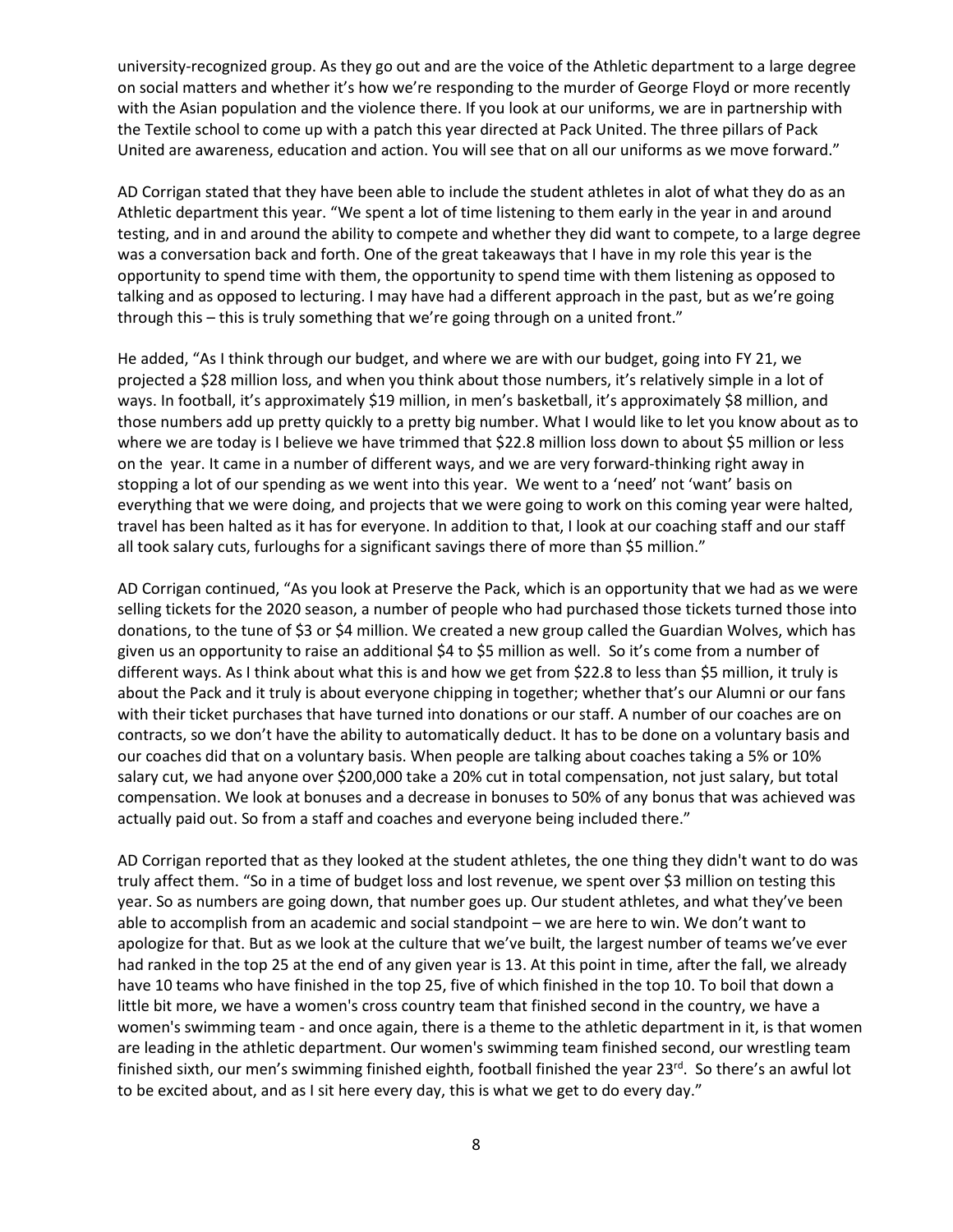university-recognized group. As they go out and are the voice of the Athletic department to a large degree on social matters and whether it's how we're responding to the murder of George Floyd or more recently with the Asian population and the violence there. If you look at our uniforms, we are in partnership with the Textile school to come up with a patch this year directed at Pack United. The three pillars of Pack United are awareness, education and action. You will see that on all our uniforms as we move forward."

AD Corrigan stated that they have been able to include the student athletes in alot of what they do as an Athletic department this year. "We spent a lot of time listening to them early in the year in and around testing, and in and around the ability to compete and whether they did want to compete, to a large degree was a conversation back and forth. One of the great takeaways that I have in my role this year is the opportunity to spend time with them, the opportunity to spend time with them listening as opposed to talking and as opposed to lecturing. I may have had a different approach in the past, but as we're going through this – this is truly something that we're going through on a united front."

He added, "As I think through our budget, and where we are with our budget, going into FY 21, we projected a $28 million loss, and when you think about those numbers, it's relatively simple in a lot of ways. In football, it's approximately $19 million, in men's basketball, it's approximately $8 million, and those numbers add up pretty quickly to a pretty big number. What I would like to let you know about as to where we are today is I believe we have trimmed that $22.8 million loss down to about $5 million or less on the year. It came in a number of different ways, and we are very forward-thinking right away in stopping a lot of our spending as we went into this year. We went to a 'need' not 'want' basis on everything that we were doing, and projects that we were going to work on this coming year were halted, travel has been halted as it has for everyone. In addition to that, I look at our coaching staff and our staff all took salary cuts, furloughs for a significant savings there of more than $5 million."

AD Corrigan continued, "As you look at Preserve the Pack, which is an opportunity that we had as we were selling tickets for the 2020 season, a number of people who had purchased those tickets turned those into donations, to the tune of $3 or $4 million. We created a new group called the Guardian Wolves, which has given us an opportunity to raise an additional $4 to $5 million as well. So it's come from a number of different ways. As I think about what this is and how we get from $22.8 to less than $5 million, it truly is about the Pack and it truly is about everyone chipping in together; whether that's our Alumni or our fans with their ticket purchases that have turned into donations or our staff. A number of our coaches are on contracts, so we don't have the ability to automatically deduct. It has to be done on a voluntary basis and our coaches did that on a voluntary basis. When people are talking about coaches taking a 5% or 10% salary cut, we had anyone over $200,000 take a 20% cut in total compensation, not just salary, but total compensation. We look at bonuses and a decrease in bonuses to 50% of any bonus that was achieved was actually paid out. So from a staff and coaches and everyone being included there."

AD Corrigan reported that as they looked at the student athletes, the one thing they didn't want to do was truly affect them. "So in a time of budget loss and lost revenue, we spent over $3 million on testing this year. So as numbers are going down, that number goes up. Our student athletes, and what they've been able to accomplish from an academic and social standpoint – we are here to win. We don't want to apologize for that. But as we look at the culture that we've built, the largest number of teams we've ever had ranked in the top 25 at the end of any given year is 13. At this point in time, after the fall, we already have 10 teams who have finished in the top 25, five of which finished in the top 10. To boil that down a little bit more, we have a women's cross country team that finished second in the country, we have a women's swimming team - and once again, there is a theme to the athletic department in it, is that women are leading in the athletic department. Our women's swimming team finished second, our wrestling team finished sixth, our men's swimming finished eighth, football finished the year 23rd. So there's an awful lot to be excited about, and as I sit here every day, this is what we get to do every day."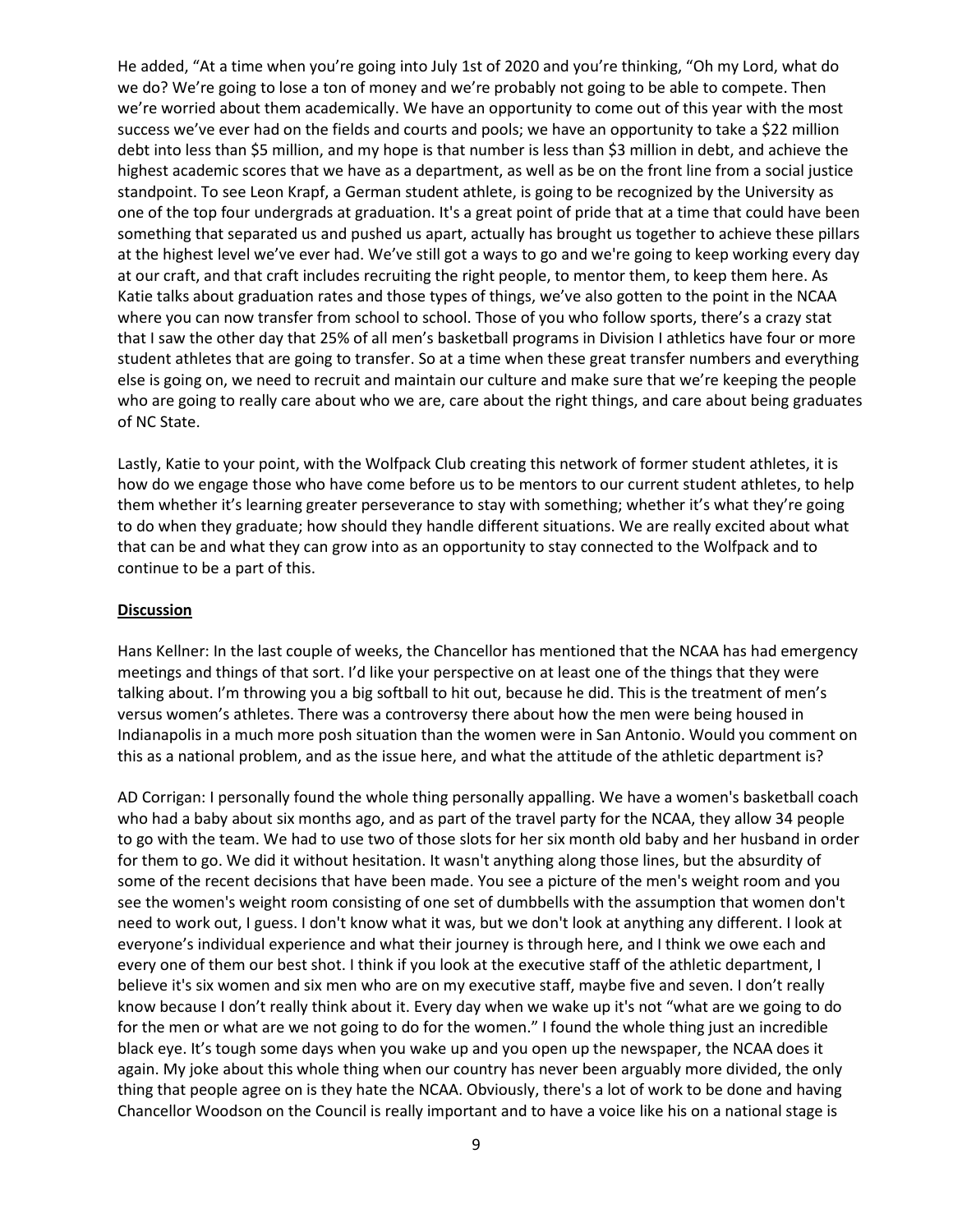He added, "At a time when you're going into July 1st of 2020 and you're thinking, "Oh my Lord, what do we do? We're going to lose a ton of money and we're probably not going to be able to compete. Then we're worried about them academically. We have an opportunity to come out of this year with the most success we've ever had on the fields and courts and pools; we have an opportunity to take a $22 million debt into less than $5 million, and my hope is that number is less than $3 million in debt, and achieve the highest academic scores that we have as a department, as well as be on the front line from a social justice standpoint. To see Leon Krapf, a German student athlete, is going to be recognized by the University as one of the top four undergrads at graduation. It's a great point of pride that at a time that could have been something that separated us and pushed us apart, actually has brought us together to achieve these pillars at the highest level we've ever had. We've still got a ways to go and we're going to keep working every day at our craft, and that craft includes recruiting the right people, to mentor them, to keep them here. As Katie talks about graduation rates and those types of things, we've also gotten to the point in the NCAA where you can now transfer from school to school. Those of you who follow sports, there's a crazy stat that I saw the other day that 25% of all men's basketball programs in Division I athletics have four or more student athletes that are going to transfer. So at a time when these great transfer numbers and everything else is going on, we need to recruit and maintain our culture and make sure that we're keeping the people who are going to really care about who we are, care about the right things, and care about being graduates of NC State.

Lastly, Katie to your point, with the Wolfpack Club creating this network of former student athletes, it is how do we engage those who have come before us to be mentors to our current student athletes, to help them whether it's learning greater perseverance to stay with something; whether it's what they're going to do when they graduate; how should they handle different situations. We are really excited about what that can be and what they can grow into as an opportunity to stay connected to the Wolfpack and to continue to be a part of this.

**Discussion**

Hans Kellner: In the last couple of weeks, the Chancellor has mentioned that the NCAA has had emergency meetings and things of that sort. I'd like your perspective on at least one of the things that they were talking about. I'm throwing you a big softball to hit out, because he did. This is the treatment of men's versus women's athletes. There was a controversy there about how the men were being housed in Indianapolis in a much more posh situation than the women were in San Antonio. Would you comment on this as a national problem, and as the issue here, and what the attitude of the athletic department is?

AD Corrigan: I personally found the whole thing personally appalling. We have a women's basketball coach who had a baby about six months ago, and as part of the travel party for the NCAA, they allow 34 people to go with the team. We had to use two of those slots for her six month old baby and her husband in order for them to go. We did it without hesitation. It wasn't anything along those lines, but the absurdity of some of the recent decisions that have been made. You see a picture of the men's weight room and you see the women's weight room consisting of one set of dumbbells with the assumption that women don't need to work out, I guess. I don't know what it was, but we don't look at anything any different. I look at everyone's individual experience and what their journey is through here, and I think we owe each and every one of them our best shot. I think if you look at the executive staff of the athletic department, I believe it's six women and six men who are on my executive staff, maybe five and seven. I don't really know because I don't really think about it. Every day when we wake up it's not "what are we going to do for the men or what are we not going to do for the women." I found the whole thing just an incredible black eye. It's tough some days when you wake up and you open up the newspaper, the NCAA does it again. My joke about this whole thing when our country has never been arguably more divided, the only thing that people agree on is they hate the NCAA. Obviously, there's a lot of work to be done and having Chancellor Woodson on the Council is really important and to have a voice like his on a national stage is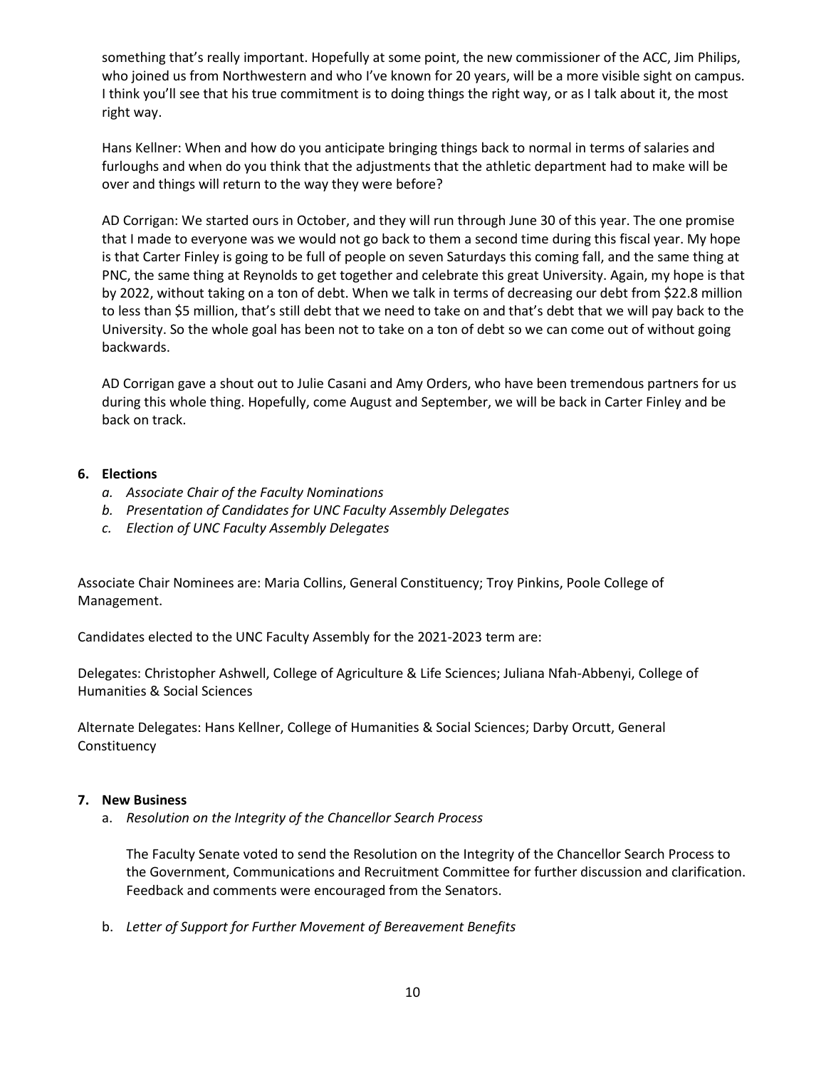something that's really important. Hopefully at some point, the new commissioner of the ACC, Jim Philips, who joined us from Northwestern and who I've known for 20 years, will be a more visible sight on campus. I think you'll see that his true commitment is to doing things the right way, or as I talk about it, the most right way.

Hans Kellner: When and how do you anticipate bringing things back to normal in terms of salaries and furloughs and when do you think that the adjustments that the athletic department had to make will be over and things will return to the way they were before?

AD Corrigan: We started ours in October, and they will run through June 30 of this year. The one promise that I made to everyone was we would not go back to them a second time during this fiscal year. My hope is that Carter Finley is going to be full of people on seven Saturdays this coming fall, and the same thing at PNC, the same thing at Reynolds to get together and celebrate this great University. Again, my hope is that by 2022, without taking on a ton of debt. When we talk in terms of decreasing our debt from $22.8 million to less than $5 million, that's still debt that we need to take on and that's debt that we will pay back to the University. So the whole goal has been not to take on a ton of debt so we can come out of without going backwards.

AD Corrigan gave a shout out to Julie Casani and Amy Orders, who have been tremendous partners for us during this whole thing. Hopefully, come August and September, we will be back in Carter Finley and be back on track.

## 6. Elections

a. *Associate Chair of the Faculty Nominations*
b. *Presentation of Candidates for UNC Faculty Assembly Delegates*
c. *Election of UNC Faculty Assembly Delegates*

Associate Chair Nominees are: Maria Collins, General Constituency; Troy Pinkins, Poole College of Management.

Candidates elected to the UNC Faculty Assembly for the 2021-2023 term are:

Delegates: Christopher Ashwell, College of Agriculture & Life Sciences; Juliana Nfah-Abbenyi, College of Humanities & Social Sciences

Alternate Delegates: Hans Kellner, College of Humanities & Social Sciences; Darby Orcutt, General Constituency

## 7. New Business

a. *Resolution on the Integrity of the Chancellor Search Process*

   The Faculty Senate voted to send the Resolution on the Integrity of the Chancellor Search Process to the Government, Communications and Recruitment Committee for further discussion and clarification. Feedback and comments were encouraged from the Senators.

b. *Letter of Support for Further Movement of Bereavement Benefits*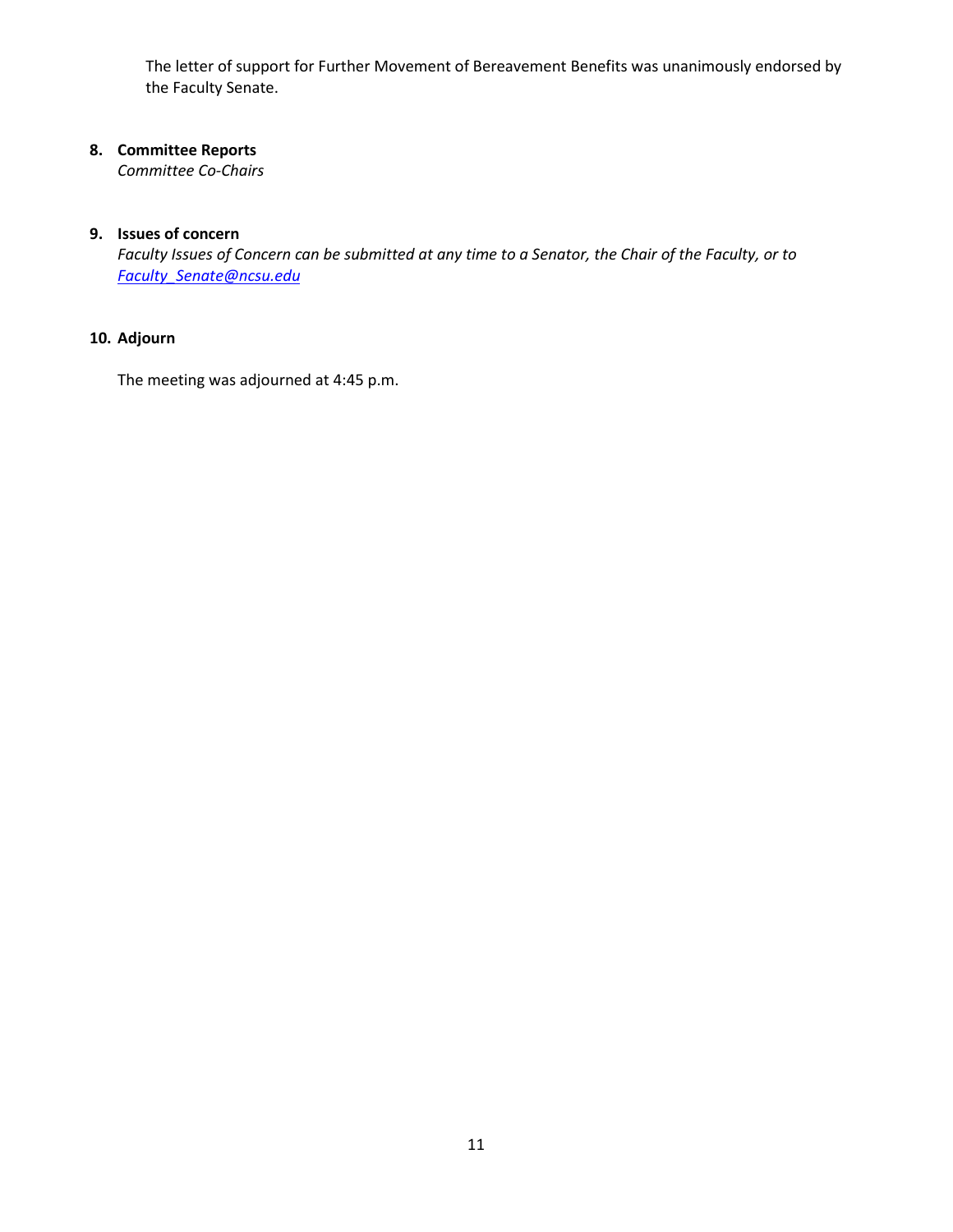The letter of support for Further Movement of Bereavement Benefits was unanimously endorsed by the Faculty Senate.

**8. Committee Reports**
*Committee Co-Chairs*

**9. Issues of concern**
*Faculty Issues of Concern can be submitted at any time to a Senator, the Chair of the Faculty, or to [Faculty_Senate@ncsu.edu](mailto:Faculty_Senate@ncsu.edu)*

**10. Adjourn**

The meeting was adjourned at 4:45 p.m.